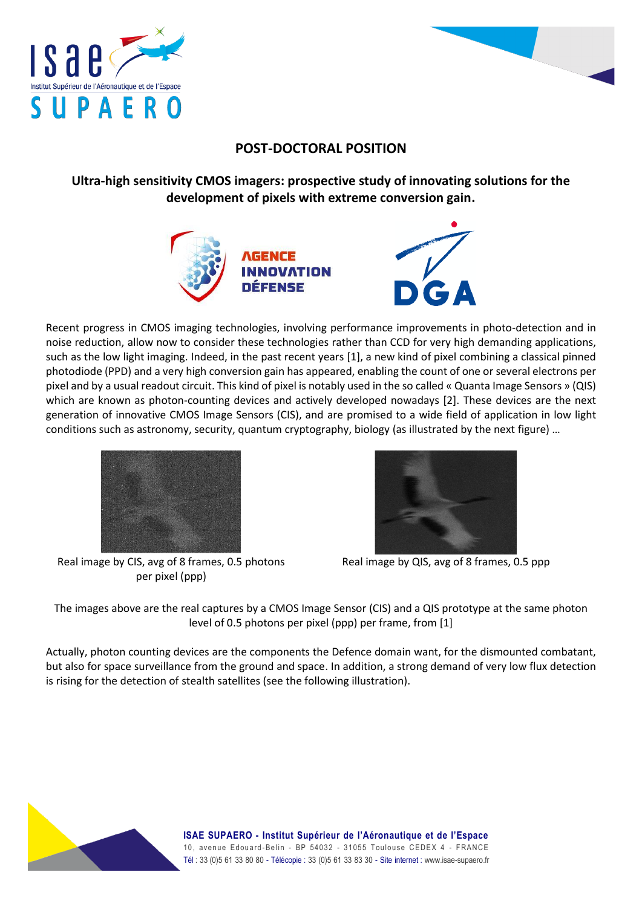# POST-DOCTORAL POSITION

## Ultra-high sensitivity CMOS imagers: prospective study of innovating solutions for the development of pixels with extreme conversion gain.

Recent progress in CMOS imaging technologies, involving performance improvements in photo-detection and in noise reduction, allow now to consider these technologies rather than CCD for very high demanding applications, such as the low light imaging. Indeed, in the past recent years [1], a new kind of pixel combining a classical pinned photodiode (PPD) and a very high conversion gain has appeared, enabling the count of one or several electrons per pixel and by a usual readout circuit. This kind of pixel is notably used in the so called « Quanta Image Sensors » (QIS) which are known as photon-counting devices and actively developed nowadays [2]. These devices are the next generation of innovative CMOS Image Sensors (CIS), and are promised to a wide field of application in low light conditions such as astronomy, security, quantum cryptography, biology (as illustrated by the next figure) …

Real image by CIS, avg of 8 frames, 0.5 photons per pixel (ppp)

Real image by QIS, avg of 8 frames, 0.5 ppp

The images above are the real captures by a CMOS Image Sensor (CIS) and a QIS prototype at the same photon level of 0.5 photons per pixel (ppp) per frame, from [1]

Actually, photon counting devices are the components the Defence domain want, for the dismounted combatant, but also for space surveillance from the ground and space. In addition, a strong demand of very low flux detection is rising for the detection of stealth satellites (see the following illustration).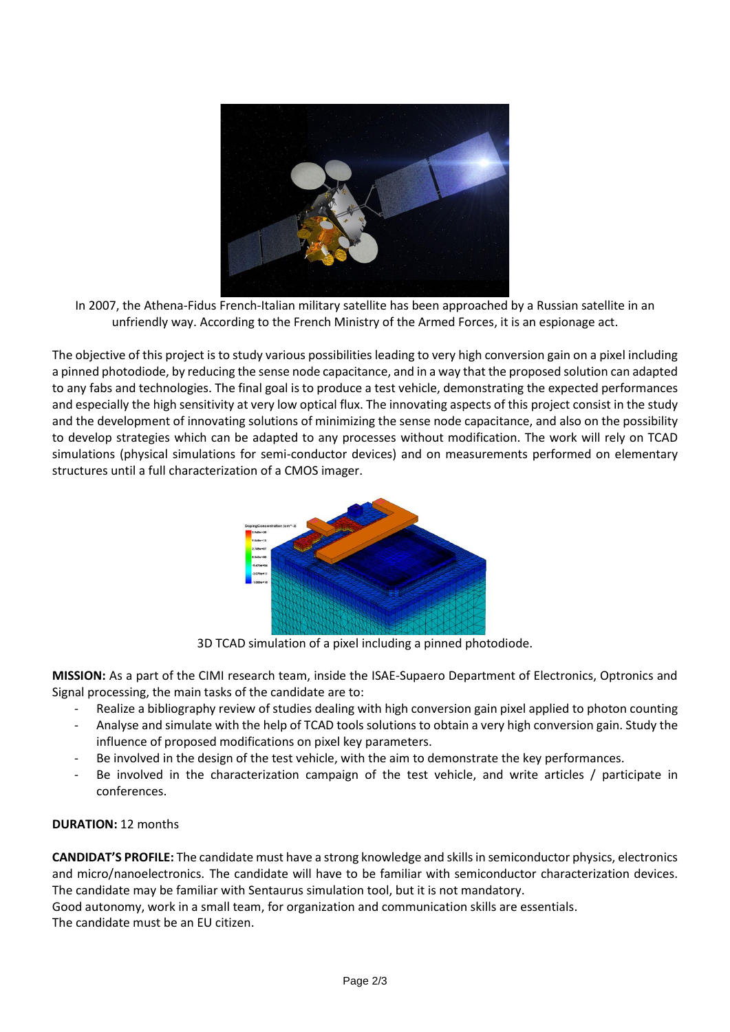In 2007, the Athena-Fidus French-Italian military satellite has been approached by a Russian satellite in an unfriendly way. According to the French Ministry of the Armed Forces, it is an espionage act.

The objective of this project is to study various possibilities leading to very high conversion gain on a pixel including a pinned photodiode, by reducing the sense node capacitance, and in a way that the proposed solution can adapted to any fabs and technologies. The final goal is to produce a test vehicle, demonstrating the expected performances and especially the high sensitivity at very low optical flux. The innovating aspects of this project consist in the study and the development of innovating solutions of minimizing the sense node capacitance, and also on the possibility to develop strategies which can be adapted to any processes without modification. The work will rely on TCAD simulations (physical simulations for semi-conductor devices) and on measurements performed on elementary structures until a full characterization of a CMOS imager.

3D TCAD simulation of a pixel including a pinned photodiode.

**MISSION:** As a part of the CIMI research team, inside the ISAE-Supaero Department of Electronics, Optronics and Signal processing, the main tasks of the candidate are to:

- Realize a bibliography review of studies dealing with high conversion gain pixel applied to photon counting
- Analyse and simulate with the help of TCAD tools solutions to obtain a very high conversion gain. Study the influence of proposed modifications on pixel key parameters.
- Be involved in the design of the test vehicle, with the aim to demonstrate the key performances.
- Be involved in the characterization campaign of the test vehicle, and write articles / participate in conferences.

**DURATION:** 12 months

**CANDIDAT'S PROFILE:** The candidate must have a strong knowledge and skills in semiconductor physics, electronics and micro/nanoelectronics. The candidate will have to be familiar with semiconductor characterization devices. The candidate may be familiar with Sentaurus simulation tool, but it is not mandatory.
Good autonomy, work in a small team, for organization and communication skills are essentials.
The candidate must be an EU citizen.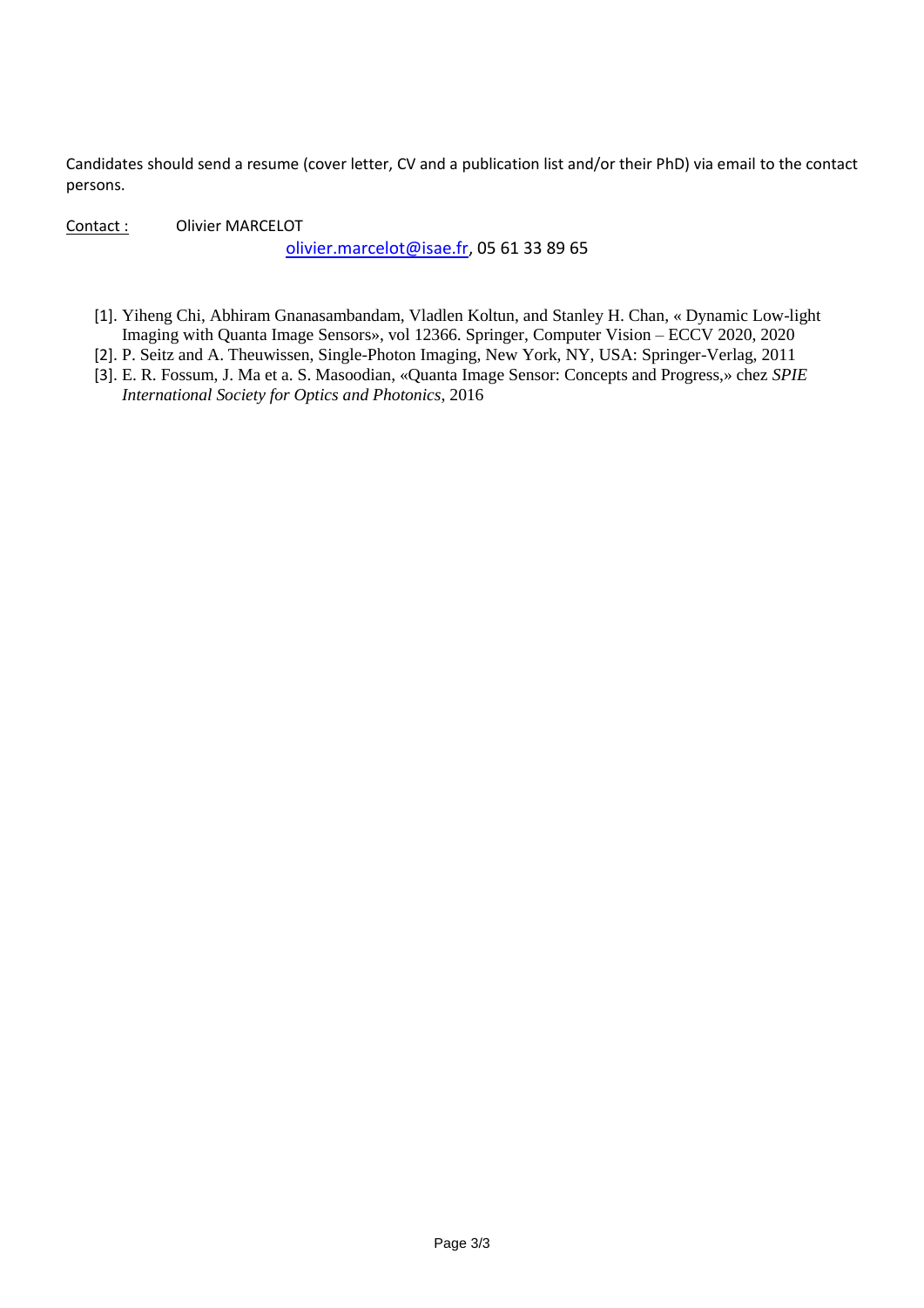Candidates should send a resume (cover letter, CV and a publication list and/or their PhD) via email to the contact persons.

Contact : Olivier MARCELOT
olivier.marcelot@isae.fr, 05 61 33 89 65

[1]. Yiheng Chi, Abhiram Gnanasambandam, Vladlen Koltun, and Stanley H. Chan, « Dynamic Low-light Imaging with Quanta Image Sensors», vol 12366. Springer, Computer Vision – ECCV 2020, 2020

[2]. P. Seitz and A. Theuwissen, Single-Photon Imaging, New York, NY, USA: Springer-Verlag, 2011

[3]. E. R. Fossum, J. Ma et a. S. Masoodian, «Quanta Image Sensor: Concepts and Progress,» chez *SPIE International Society for Optics and Photonics*, 2016